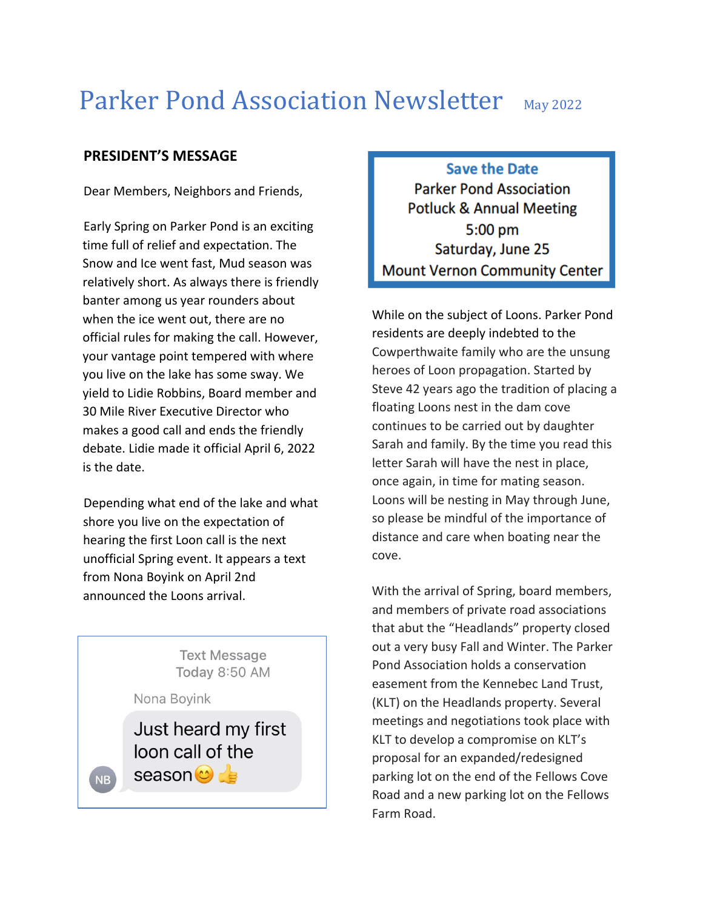# Parker Pond Association Newsletter May 2022

## PRESIDENT'S MESSAGE

Dear Members, Neighbors and Friends,

Early Spring on Parker Pond is an exciting time full of relief and expectation. The Snow and Ice went fast, Mud season was relatively short. As always there is friendly banter among us year rounders about when the ice went out, there are no official rules for making the call. However, your vantage point tempered with where you live on the lake has some sway. We yield to Lidie Robbins, Board member and 30 Mile River Executive Director who makes a good call and ends the friendly debate. Lidie made it official April 6, 2022 is the date.

Depending what end of the lake and what shore you live on the expectation of hearing the first Loon call is the next unofficial Spring event. It appears a text from Nona Boyink on April 2nd announced the Loons arrival.

> Text Message
> Today 8:50 AM
>
> Nona Boyink
>
> NB: Just heard my first loon call of the season 😊👍

> **Save the Date**
> Parker Pond Association
> Potluck & Annual Meeting
> 5:00 pm
> Saturday, June 25
> Mount Vernon Community Center

While on the subject of Loons. Parker Pond residents are deeply indebted to the Cowperthwaite family who are the unsung heroes of Loon propagation. Started by Steve 42 years ago the tradition of placing a floating Loons nest in the dam cove continues to be carried out by daughter Sarah and family. By the time you read this letter Sarah will have the nest in place, once again, in time for mating season. Loons will be nesting in May through June, so please be mindful of the importance of distance and care when boating near the cove.

With the arrival of Spring, board members, and members of private road associations that abut the "Headlands" property closed out a very busy Fall and Winter. The Parker Pond Association holds a conservation easement from the Kennebec Land Trust, (KLT) on the Headlands property. Several meetings and negotiations took place with KLT to develop a compromise on KLT's proposal for an expanded/redesigned parking lot on the end of the Fellows Cove Road and a new parking lot on the Fellows Farm Road.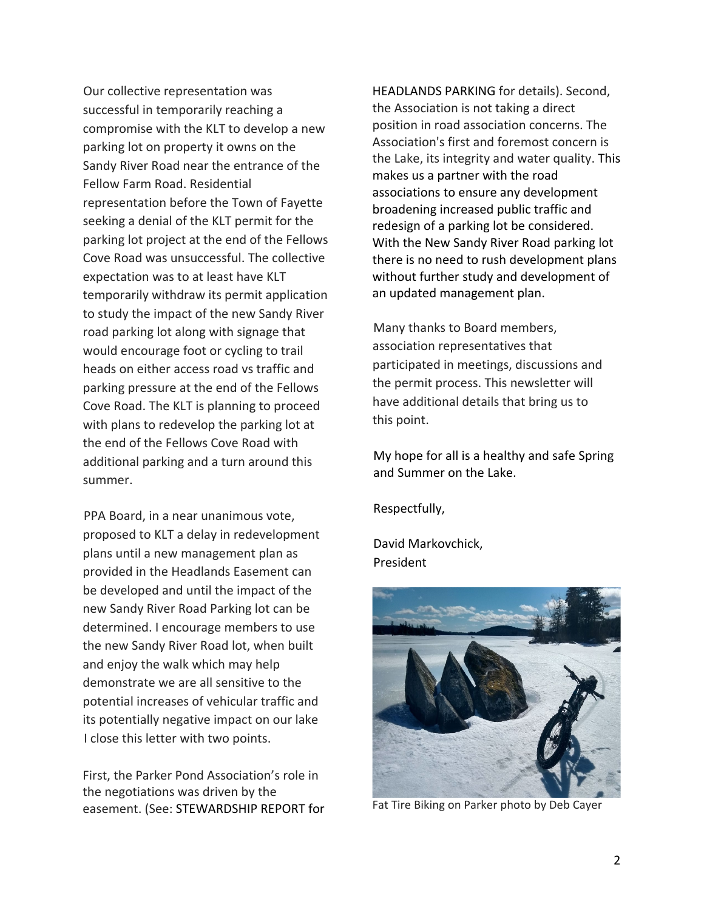Our collective representation was successful in temporarily reaching a compromise with the KLT to develop a new parking lot on property it owns on the Sandy River Road near the entrance of the Fellow Farm Road. Residential representation before the Town of Fayette seeking a denial of the KLT permit for the parking lot project at the end of the Fellows Cove Road was unsuccessful. The collective expectation was to at least have KLT temporarily withdraw its permit application to study the impact of the new Sandy River road parking lot along with signage that would encourage foot or cycling to trail heads on either access road vs traffic and parking pressure at the end of the Fellows Cove Road. The KLT is planning to proceed with plans to redevelop the parking lot at the end of the Fellows Cove Road with additional parking and a turn around this summer.

PPA Board, in a near unanimous vote, proposed to KLT a delay in redevelopment plans until a new management plan as provided in the Headlands Easement can be developed and until the impact of the new Sandy River Road Parking lot can be determined. I encourage members to use the new Sandy River Road lot, when built and enjoy the walk which may help demonstrate we are all sensitive to the potential increases of vehicular traffic and its potentially negative impact on our lake I close this letter with two points.

First, the Parker Pond Association's role in the negotiations was driven by the easement. (See: STEWARDSHIP REPORT for HEADLANDS PARKING for details). Second, the Association is not taking a direct position in road association concerns. The Association's first and foremost concern is the Lake, its integrity and water quality. This makes us a partner with the road associations to ensure any development broadening increased public traffic and redesign of a parking lot be considered. With the New Sandy River Road parking lot there is no need to rush development plans without further study and development of an updated management plan.

Many thanks to Board members, association representatives that participated in meetings, discussions and the permit process. This newsletter will have additional details that bring us to this point.

My hope for all is a healthy and safe Spring and Summer on the Lake.

Respectfully,

David Markovchick,
President

Fat Tire Biking on Parker photo by Deb Cayer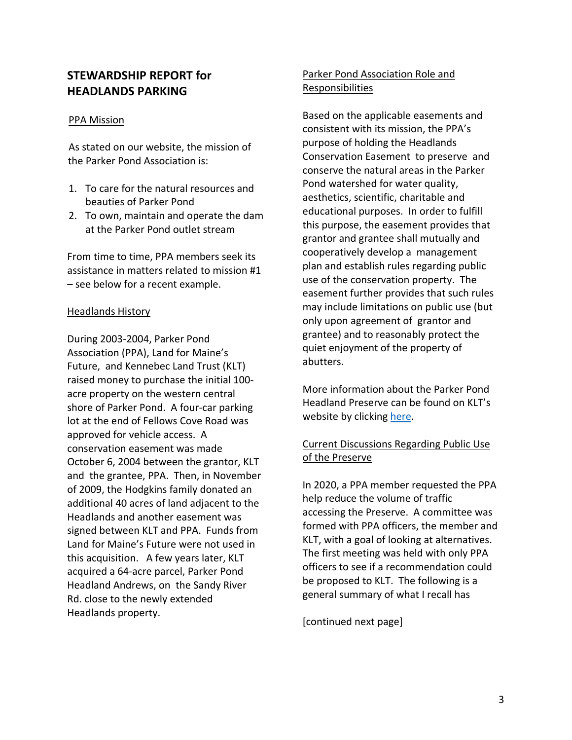## STEWARDSHIP REPORT for HEADLANDS PARKING

### PPA Mission

As stated on our website, the mission of the Parker Pond Association is:

1. To care for the natural resources and beauties of Parker Pond
2. To own, maintain and operate the dam at the Parker Pond outlet stream

From time to time, PPA members seek its assistance in matters related to mission #1 – see below for a recent example.

### Headlands History

During 2003-2004, Parker Pond Association (PPA), Land for Maine's Future, and Kennebec Land Trust (KLT) raised money to purchase the initial 100-acre property on the western central shore of Parker Pond. A four-car parking lot at the end of Fellows Cove Road was approved for vehicle access. A conservation easement was made October 6, 2004 between the grantor, KLT and the grantee, PPA. Then, in November of 2009, the Hodgkins family donated an additional 40 acres of land adjacent to the Headlands and another easement was signed between KLT and PPA. Funds from Land for Maine's Future were not used in this acquisition. A few years later, KLT acquired a 64-acre parcel, Parker Pond Headland Andrews, on the Sandy River Rd. close to the newly extended Headlands property.

### Parker Pond Association Role and Responsibilities

Based on the applicable easements and consistent with its mission, the PPA's purpose of holding the Headlands Conservation Easement to preserve and conserve the natural areas in the Parker Pond watershed for water quality, aesthetics, scientific, charitable and educational purposes. In order to fulfill this purpose, the easement provides that grantor and grantee shall mutually and cooperatively develop a management plan and establish rules regarding public use of the conservation property. The easement further provides that such rules may include limitations on public use (but only upon agreement of grantor and grantee) and to reasonably protect the quiet enjoyment of the property of abutters.

More information about the Parker Pond Headland Preserve can be found on KLT's website by clicking here.

### Current Discussions Regarding Public Use of the Preserve

In 2020, a PPA member requested the PPA help reduce the volume of traffic accessing the Preserve. A committee was formed with PPA officers, the member and KLT, with a goal of looking at alternatives. The first meeting was held with only PPA officers to see if a recommendation could be proposed to KLT. The following is a general summary of what I recall has

[continued next page]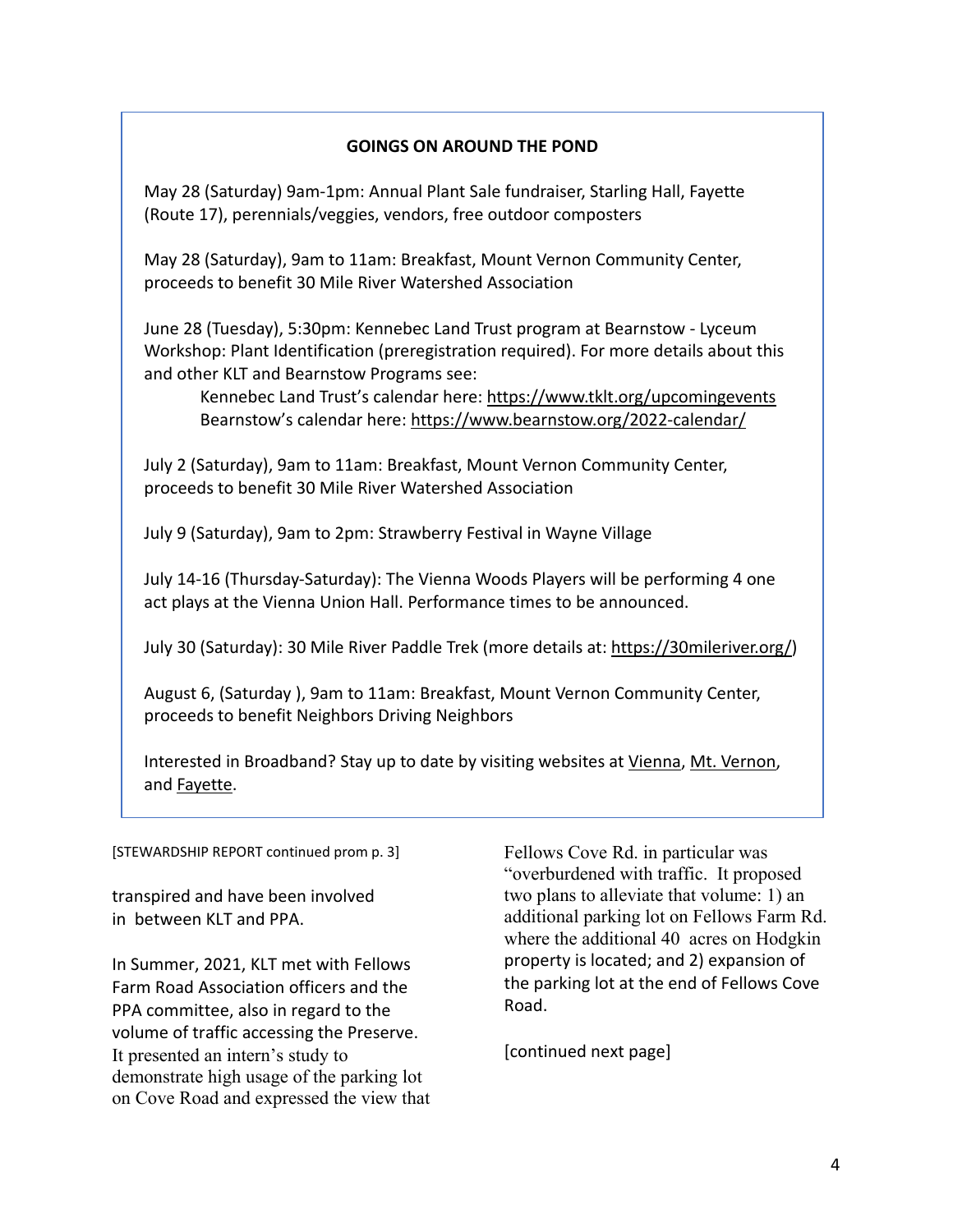## GOINGS ON AROUND THE POND

May 28 (Saturday) 9am-1pm: Annual Plant Sale fundraiser, Starling Hall, Fayette (Route 17), perennials/veggies, vendors, free outdoor composters

May 28 (Saturday), 9am to 11am: Breakfast, Mount Vernon Community Center, proceeds to benefit 30 Mile River Watershed Association

June 28 (Tuesday), 5:30pm: Kennebec Land Trust program at Bearnstow - Lyceum Workshop: Plant Identification (preregistration required). For more details about this and other KLT and Bearnstow Programs see:

Kennebec Land Trust's calendar here: https://www.tklt.org/upcomingevents
Bearnstow's calendar here: https://www.bearnstow.org/2022-calendar/

July 2 (Saturday), 9am to 11am: Breakfast, Mount Vernon Community Center, proceeds to benefit 30 Mile River Watershed Association

July 9 (Saturday), 9am to 2pm: Strawberry Festival in Wayne Village

July 14-16 (Thursday-Saturday): The Vienna Woods Players will be performing 4 one act plays at the Vienna Union Hall. Performance times to be announced.

July 30 (Saturday): 30 Mile River Paddle Trek (more details at: https://30mileriver.org/)

August 6, (Saturday ), 9am to 11am: Breakfast, Mount Vernon Community Center, proceeds to benefit Neighbors Driving Neighbors

Interested in Broadband? Stay up to date by visiting websites at Vienna, Mt. Vernon, and Fayette.

[STEWARDSHIP REPORT continued prom p. 3]

transpired and have been involved in between KLT and PPA.

In Summer, 2021, KLT met with Fellows Farm Road Association officers and the PPA committee, also in regard to the volume of traffic accessing the Preserve. It presented an intern's study to demonstrate high usage of the parking lot on Cove Road and expressed the view that Fellows Cove Rd. in particular was "overburdened with traffic. It proposed two plans to alleviate that volume: 1) an additional parking lot on Fellows Farm Rd. where the additional 40 acres on Hodgkin property is located; and 2) expansion of the parking lot at the end of Fellows Cove Road.

[continued next page]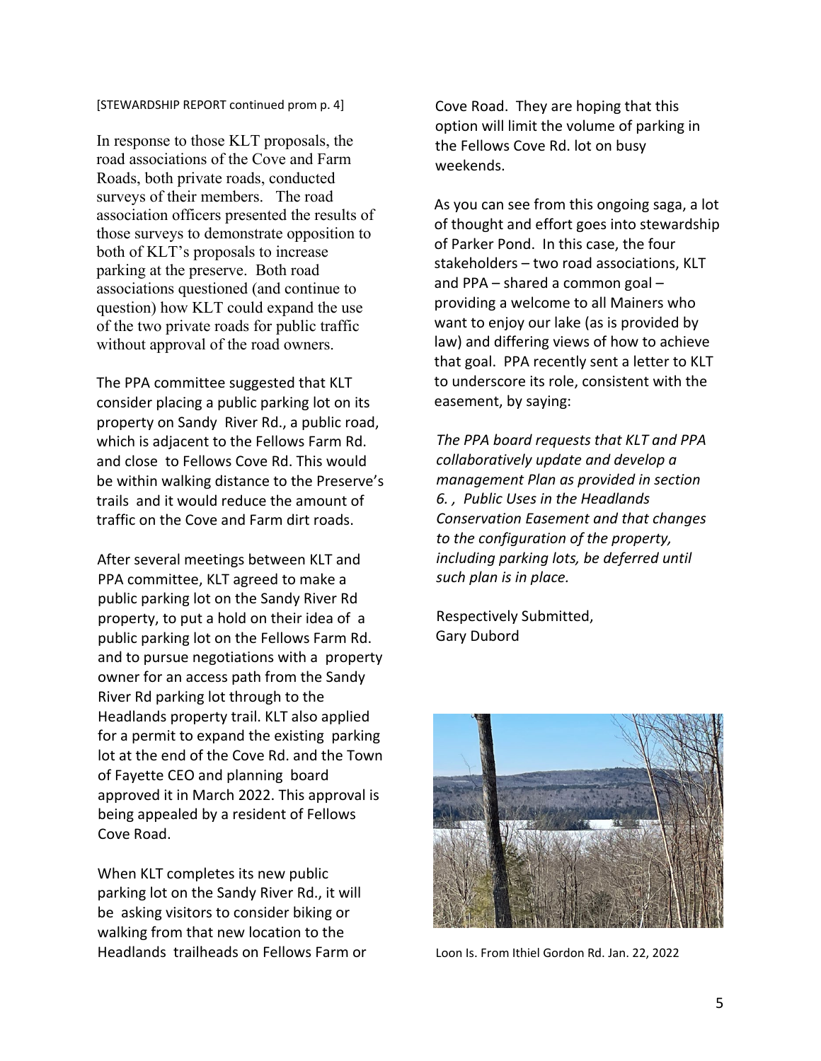[STEWARDSHIP REPORT continued prom p. 4]

In response to those KLT proposals, the road associations of the Cove and Farm Roads, both private roads, conducted surveys of their members. The road association officers presented the results of those surveys to demonstrate opposition to both of KLT's proposals to increase parking at the preserve. Both road associations questioned (and continue to question) how KLT could expand the use of the two private roads for public traffic without approval of the road owners.

The PPA committee suggested that KLT consider placing a public parking lot on its property on Sandy River Rd., a public road, which is adjacent to the Fellows Farm Rd. and close to Fellows Cove Rd. This would be within walking distance to the Preserve's trails and it would reduce the amount of traffic on the Cove and Farm dirt roads.

After several meetings between KLT and PPA committee, KLT agreed to make a public parking lot on the Sandy River Rd property, to put a hold on their idea of a public parking lot on the Fellows Farm Rd. and to pursue negotiations with a property owner for an access path from the Sandy River Rd parking lot through to the Headlands property trail. KLT also applied for a permit to expand the existing parking lot at the end of the Cove Rd. and the Town of Fayette CEO and planning board approved it in March 2022. This approval is being appealed by a resident of Fellows Cove Road.

When KLT completes its new public parking lot on the Sandy River Rd., it will be asking visitors to consider biking or walking from that new location to the Headlands trailheads on Fellows Farm or Cove Road. They are hoping that this option will limit the volume of parking in the Fellows Cove Rd. lot on busy weekends.

As you can see from this ongoing saga, a lot of thought and effort goes into stewardship of Parker Pond. In this case, the four stakeholders – two road associations, KLT and PPA – shared a common goal – providing a welcome to all Mainers who want to enjoy our lake (as is provided by law) and differing views of how to achieve that goal. PPA recently sent a letter to KLT to underscore its role, consistent with the easement, by saying:

*The PPA board requests that KLT and PPA collaboratively update and develop a management Plan as provided in section 6. , Public Uses in the Headlands Conservation Easement and that changes to the configuration of the property, including parking lots, be deferred until such plan is in place.*

Respectively Submitted,
Gary Dubord

Loon Is. From Ithiel Gordon Rd. Jan. 22, 2022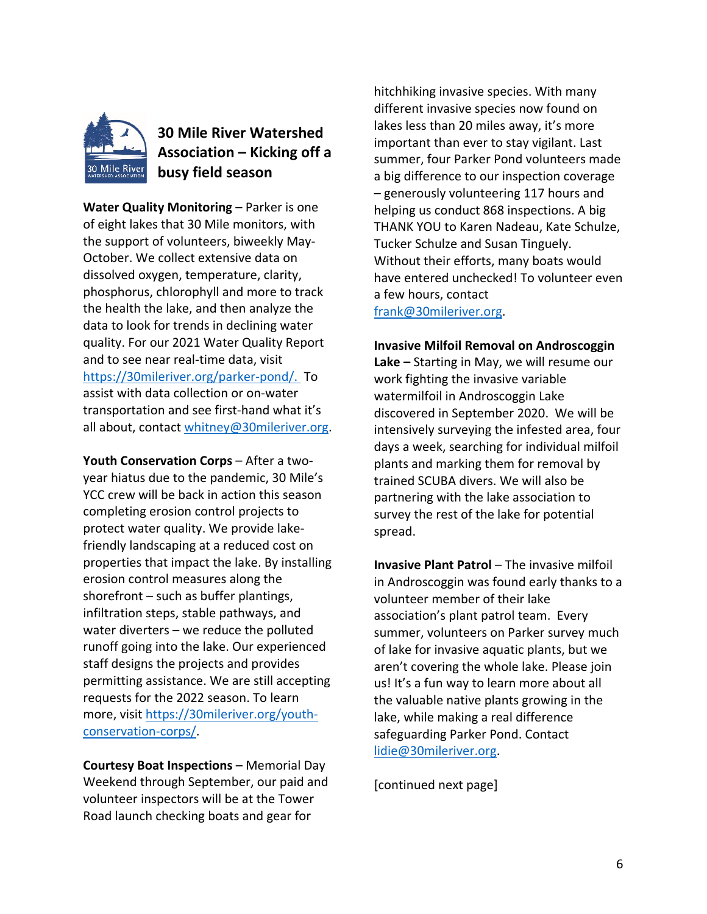## 30 Mile River Watershed Association – Kicking off a busy field season

**Water Quality Monitoring** – Parker is one of eight lakes that 30 Mile monitors, with the support of volunteers, biweekly May-October. We collect extensive data on dissolved oxygen, temperature, clarity, phosphorus, chlorophyll and more to track the health the lake, and then analyze the data to look for trends in declining water quality. For our 2021 Water Quality Report and to see near real-time data, visit https://30mileriver.org/parker-pond/. To assist with data collection or on-water transportation and see first-hand what it's all about, contact whitney@30mileriver.org.

**Youth Conservation Corps** – After a two-year hiatus due to the pandemic, 30 Mile's YCC crew will be back in action this season completing erosion control projects to protect water quality. We provide lake-friendly landscaping at a reduced cost on properties that impact the lake. By installing erosion control measures along the shorefront – such as buffer plantings, infiltration steps, stable pathways, and water diverters – we reduce the polluted runoff going into the lake. Our experienced staff designs the projects and provides permitting assistance. We are still accepting requests for the 2022 season. To learn more, visit https://30mileriver.org/youth-conservation-corps/.

**Courtesy Boat Inspections** – Memorial Day Weekend through September, our paid and volunteer inspectors will be at the Tower Road launch checking boats and gear for hitchhiking invasive species. With many different invasive species now found on lakes less than 20 miles away, it's more important than ever to stay vigilant. Last summer, four Parker Pond volunteers made a big difference to our inspection coverage – generously volunteering 117 hours and helping us conduct 868 inspections. A big THANK YOU to Karen Nadeau, Kate Schulze, Tucker Schulze and Susan Tinguely. Without their efforts, many boats would have entered unchecked! To volunteer even a few hours, contact frank@30mileriver.org.

**Invasive Milfoil Removal on Androscoggin Lake –** Starting in May, we will resume our work fighting the invasive variable watermilfoil in Androscoggin Lake discovered in September 2020. We will be intensively surveying the infested area, four days a week, searching for individual milfoil plants and marking them for removal by trained SCUBA divers. We will also be partnering with the lake association to survey the rest of the lake for potential spread.

**Invasive Plant Patrol** – The invasive milfoil in Androscoggin was found early thanks to a volunteer member of their lake association's plant patrol team. Every summer, volunteers on Parker survey much of lake for invasive aquatic plants, but we aren't covering the whole lake. Please join us! It's a fun way to learn more about all the valuable native plants growing in the lake, while making a real difference safeguarding Parker Pond. Contact lidie@30mileriver.org.

[continued next page]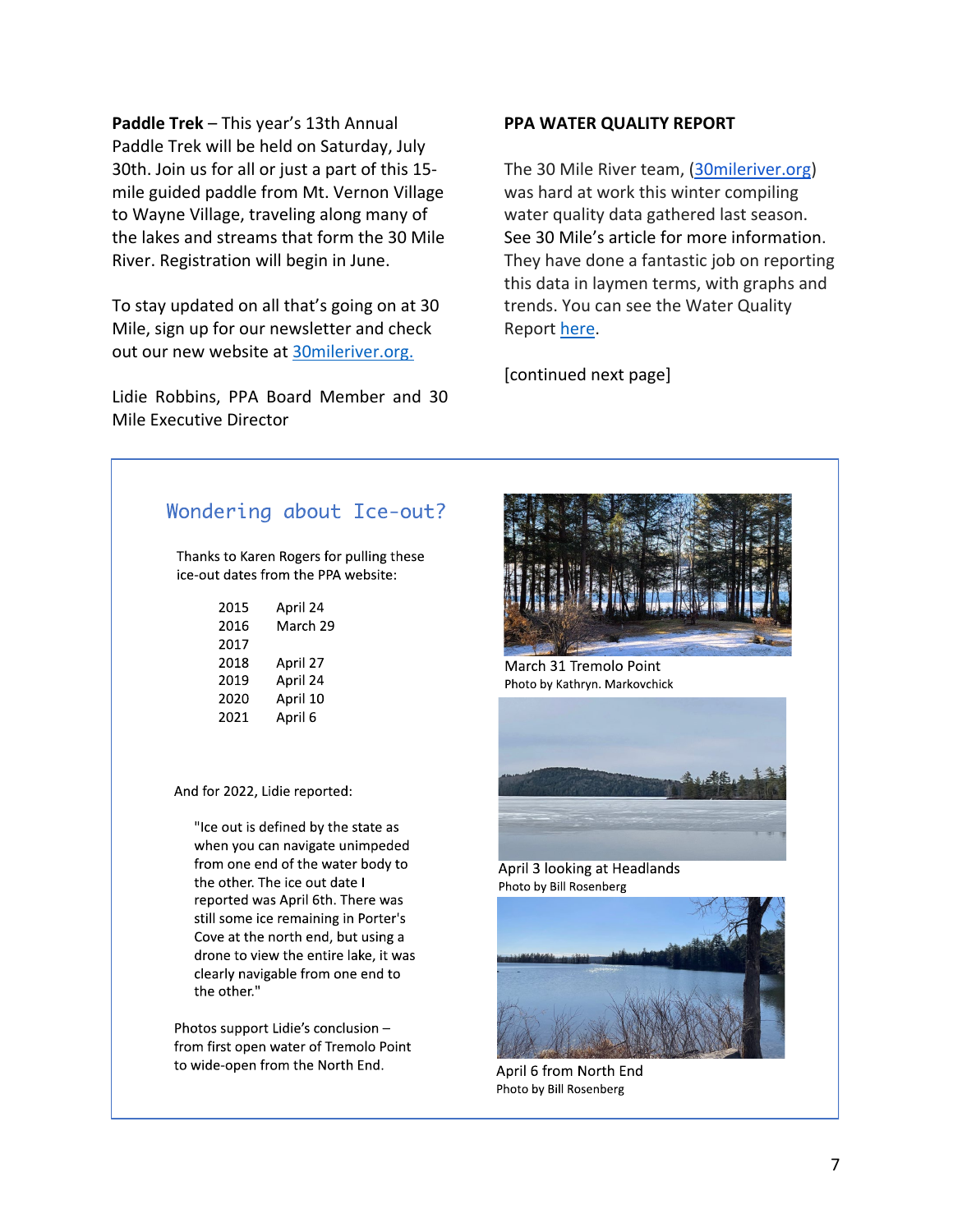**Paddle Trek** – This year's 13th Annual Paddle Trek will be held on Saturday, July 30th. Join us for all or just a part of this 15-mile guided paddle from Mt. Vernon Village to Wayne Village, traveling along many of the lakes and streams that form the 30 Mile River. Registration will begin in June.

To stay updated on all that's going on at 30 Mile, sign up for our newsletter and check out our new website at [30mileriver.org.](30mileriver.org)

Lidie Robbins, PPA Board Member and 30 Mile Executive Director

**PPA WATER QUALITY REPORT**

The 30 Mile River team, ([30mileriver.org](30mileriver.org)) was hard at work this winter compiling water quality data gathered last season. See 30 Mile's article for more information. They have done a fantastic job on reporting this data in laymen terms, with graphs and trends. You can see the Water Quality Report here.

[continued next page]

## Wondering about Ice-out?

Thanks to Karen Rogers for pulling these ice-out dates from the PPA website:

| Year | Date |
|---|---|
| 2015 | April 24 |
| 2016 | March 29 |
| 2017 | |
| 2018 | April 27 |
| 2019 | April 24 |
| 2020 | April 10 |
| 2021 | April 6 |

And for 2022, Lidie reported:

> "Ice out is defined by the state as when you can navigate unimpeded from one end of the water body to the other. The ice out date I reported was April 6th. There was still some ice remaining in Porter's Cove at the north end, but using a drone to view the entire lake, it was clearly navigable from one end to the other."

Photos support Lidie's conclusion – from first open water of Tremolo Point to wide-open from the North End.

March 31 Tremolo Point
Photo by Kathryn. Markovchick

April 3 looking at Headlands
Photo by Bill Rosenberg

April 6 from North End
Photo by Bill Rosenberg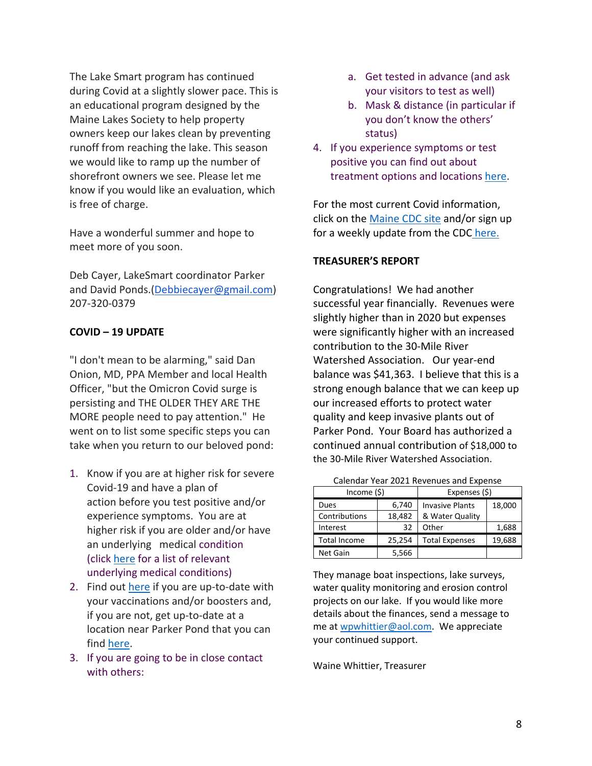The Lake Smart program has continued during Covid at a slightly slower pace. This is an educational program designed by the Maine Lakes Society to help property owners keep our lakes clean by preventing runoff from reaching the lake. This season we would like to ramp up the number of shorefront owners we see. Please let me know if you would like an evaluation, which is free of charge.

Have a wonderful summer and hope to meet more of you soon.

Deb Cayer, LakeSmart coordinator Parker and David Ponds.(Debbiecayer@gmail.com) 207-320-0379

**COVID – 19 UPDATE**

"I don't mean to be alarming," said Dan Onion, MD, PPA Member and local Health Officer, "but the Omicron Covid surge is persisting and THE OLDER THEY ARE THE MORE people need to pay attention." He went on to list some specific steps you can take when you return to our beloved pond:

1. Know if you are at higher risk for severe Covid-19 and have a plan of action before you test positive and/or experience symptoms. You are at higher risk if you are older and/or have an underlying medical condition (click here for a list of relevant underlying medical conditions)
2. Find out here if you are up-to-date with your vaccinations and/or boosters and, if you are not, get up-to-date at a location near Parker Pond that you can find here.
3. If you are going to be in close contact with others:
   a. Get tested in advance (and ask your visitors to test as well)
   b. Mask & distance (in particular if you don't know the others' status)
4. If you experience symptoms or test positive you can find out about treatment options and locations here.

For the most current Covid information, click on the Maine CDC site and/or sign up for a weekly update from the CDC here.

**TREASURER'S REPORT**

Congratulations! We had another successful year financially. Revenues were slightly higher than in 2020 but expenses were significantly higher with an increased contribution to the 30-Mile River Watershed Association. Our year-end balance was $41,363. I believe that this is a strong enough balance that we can keep up our increased efforts to protect water quality and keep invasive plants out of Parker Pond. Your Board has authorized a continued annual contribution of $18,000 to the 30-Mile River Watershed Association.

Calendar Year 2021 Revenues and Expense

| Income ($) | | Expenses ($) | |
|---|---|---|---|
| Dues | 6,740 | Invasive Plants & Water Quality | 18,000 |
| Contributions | 18,482 | | |
| Interest | 32 | Other | 1,688 |
| Total Income | 25,254 | Total Expenses | 19,688 |
| Net Gain | 5,566 | | |

They manage boat inspections, lake surveys, water quality monitoring and erosion control projects on our lake. If you would like more details about the finances, send a message to me at wpwhittier@aol.com. We appreciate your continued support.

Waine Whittier, Treasurer